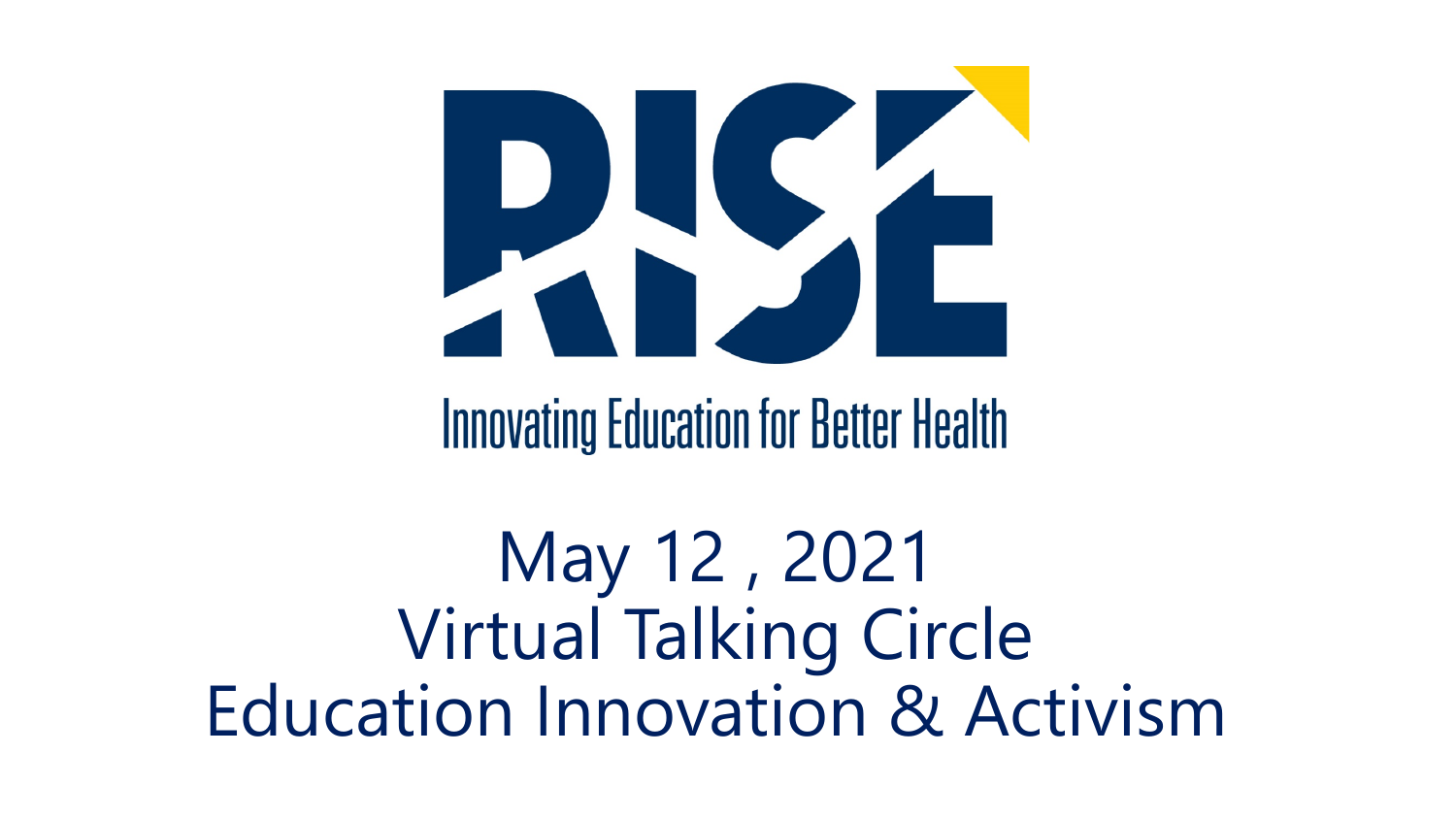# RISE

Innovating Education for Better Health

May 12 , 2021
Virtual Talking Circle
Education Innovation & Activism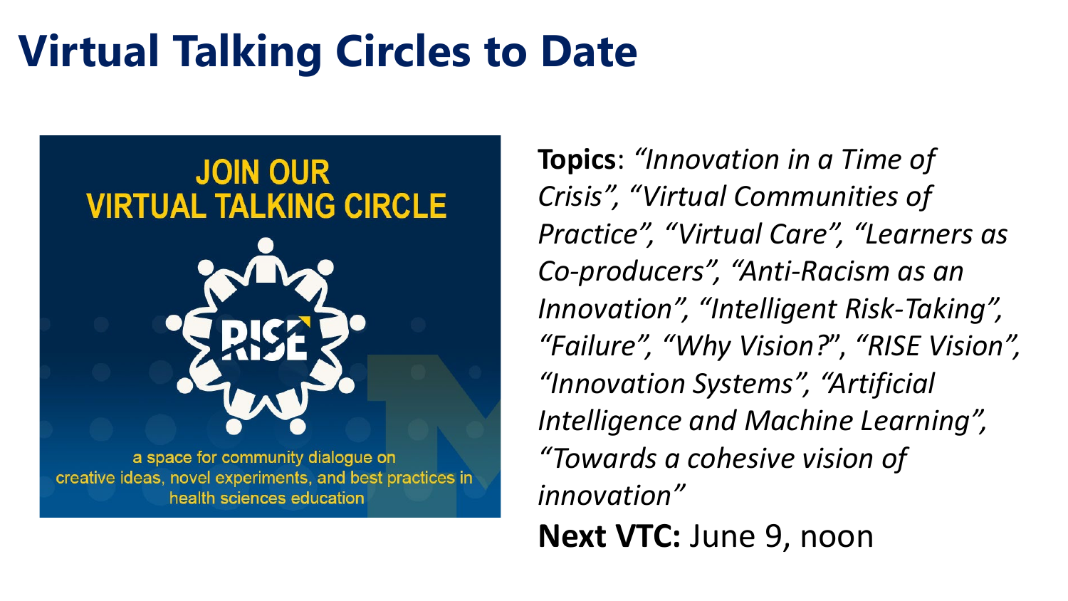# Virtual Talking Circles to Date

JOIN OUR VIRTUAL TALKING CIRCLE

RISE

a space for community dialogue on creative ideas, novel experiments, and best practices in health sciences education

**Topics**: *"Innovation in a Time of Crisis", "Virtual Communities of Practice", "Virtual Care", "Learners as Co-producers", "Anti-Racism as an Innovation", "Intelligent Risk-Taking", "Failure", "Why Vision?", "RISE Vision", "Innovation Systems", "Artificial Intelligence and Machine Learning", "Towards a cohesive vision of innovation"*

**Next VTC:** June 9, noon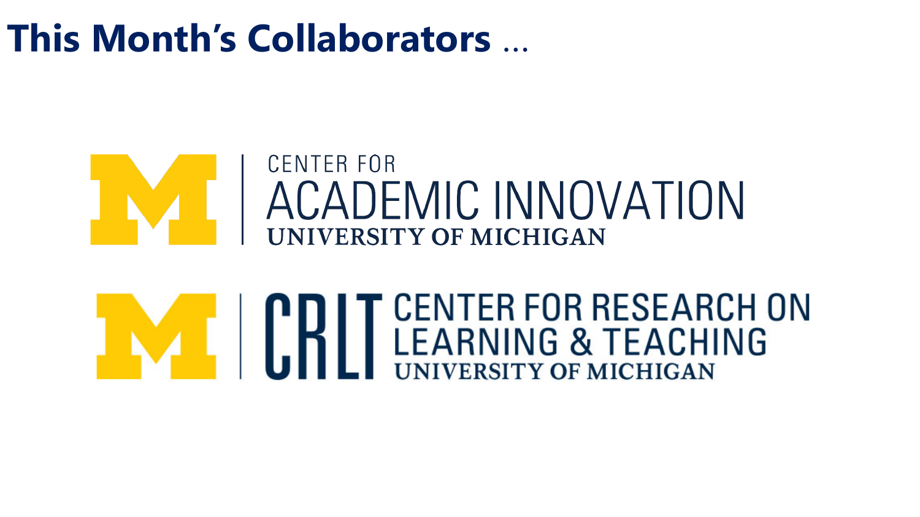# This Month's Collaborators …

CENTER FOR
ACADEMIC INNOVATION
UNIVERSITY OF MICHIGAN

CRLT CENTER FOR RESEARCH ON LEARNING & TEACHING
UNIVERSITY OF MICHIGAN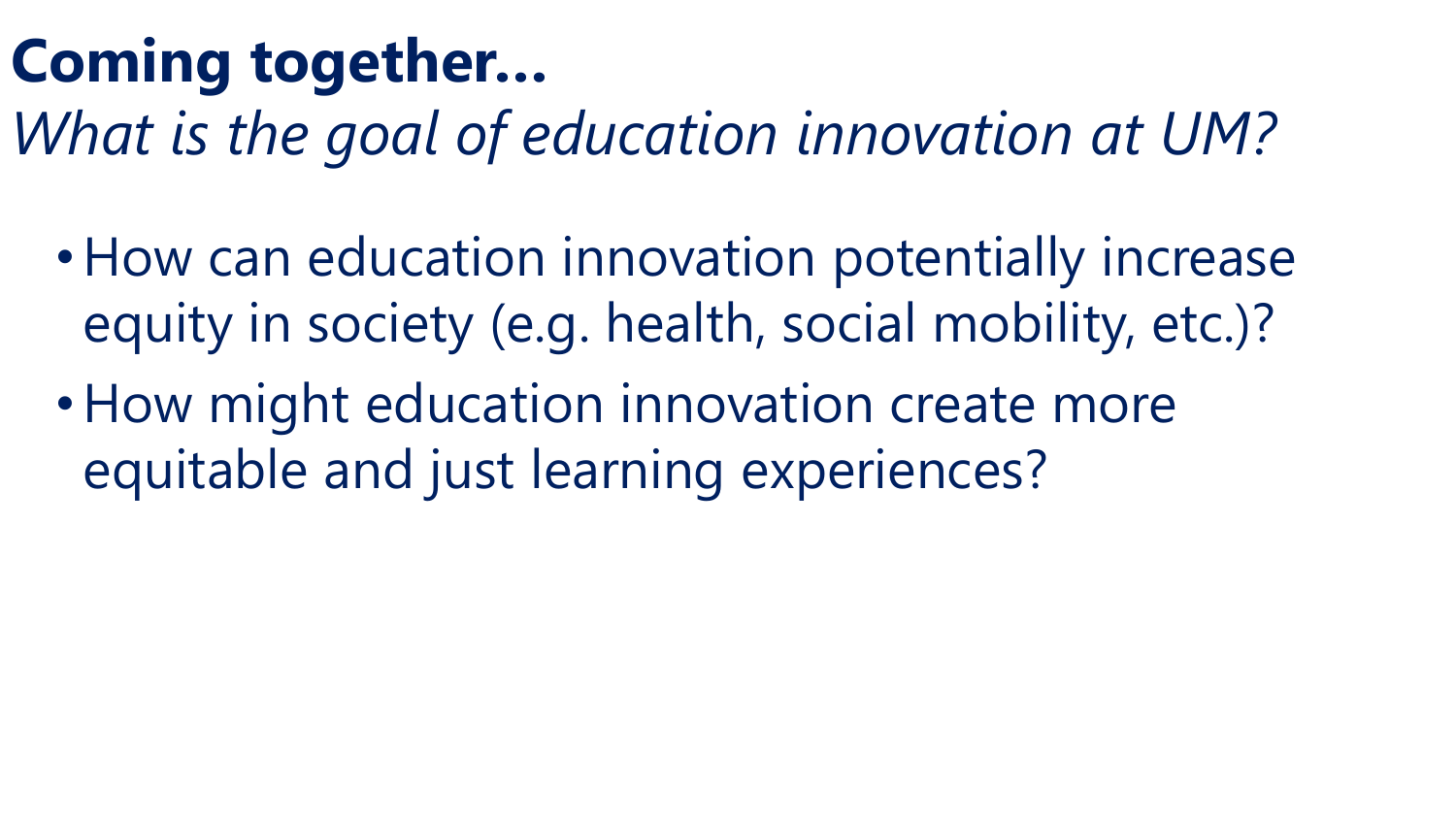# Coming together…

*What is the goal of education innovation at UM?*

- How can education innovation potentially increase equity in society (e.g. health, social mobility, etc.)?
- How might education innovation create more equitable and just learning experiences?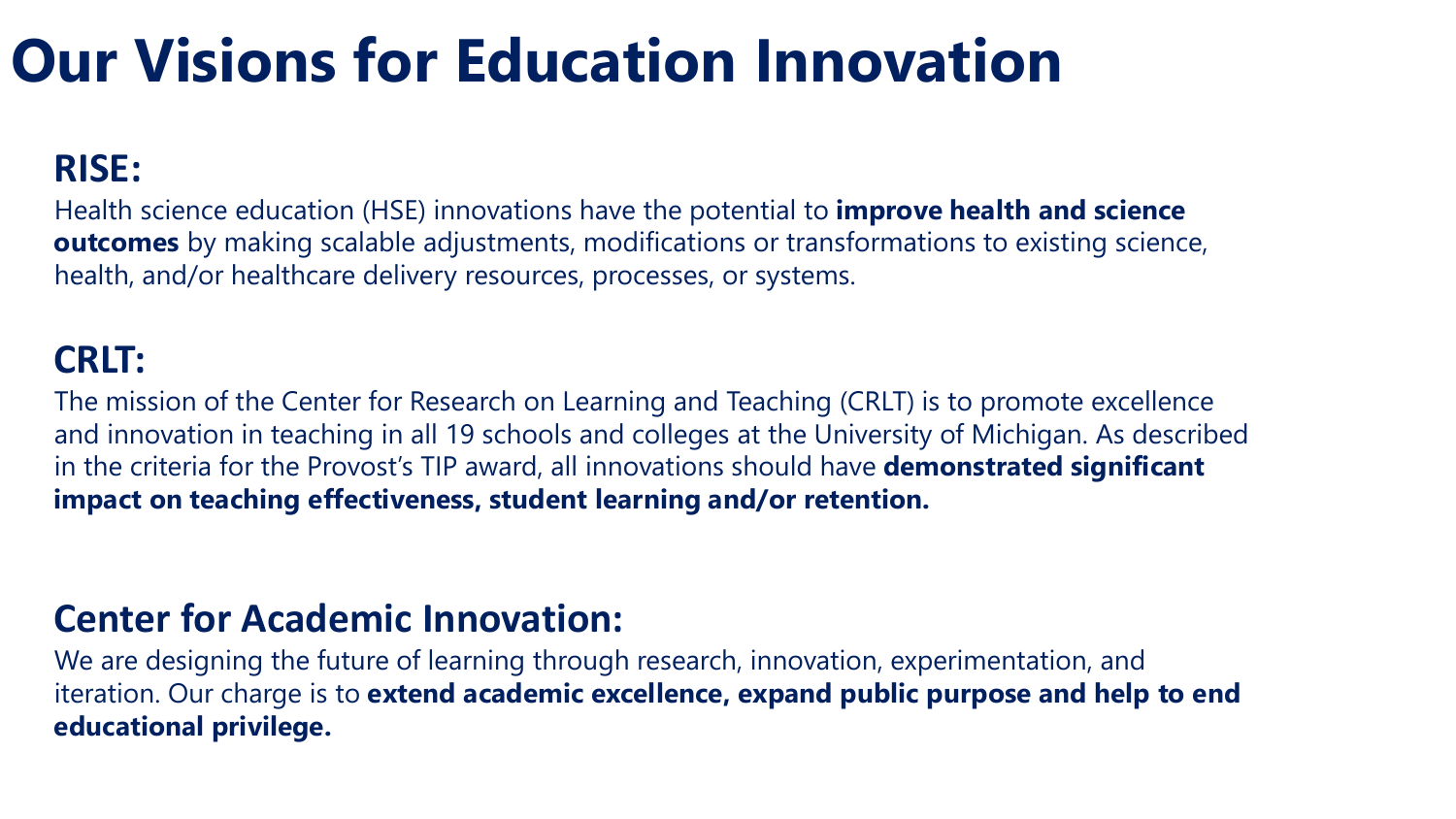# Our Visions for Education Innovation

## RISE:

Health science education (HSE) innovations have the potential to **improve health and science outcomes** by making scalable adjustments, modifications or transformations to existing science, health, and/or healthcare delivery resources, processes, or systems.

## CRLT:

The mission of the Center for Research on Learning and Teaching (CRLT) is to promote excellence and innovation in teaching in all 19 schools and colleges at the University of Michigan. As described in the criteria for the Provost's TIP award, all innovations should have **demonstrated significant impact on teaching effectiveness, student learning and/or retention.**

## Center for Academic Innovation:

We are designing the future of learning through research, innovation, experimentation, and iteration. Our charge is to **extend academic excellence, expand public purpose and help to end educational privilege.**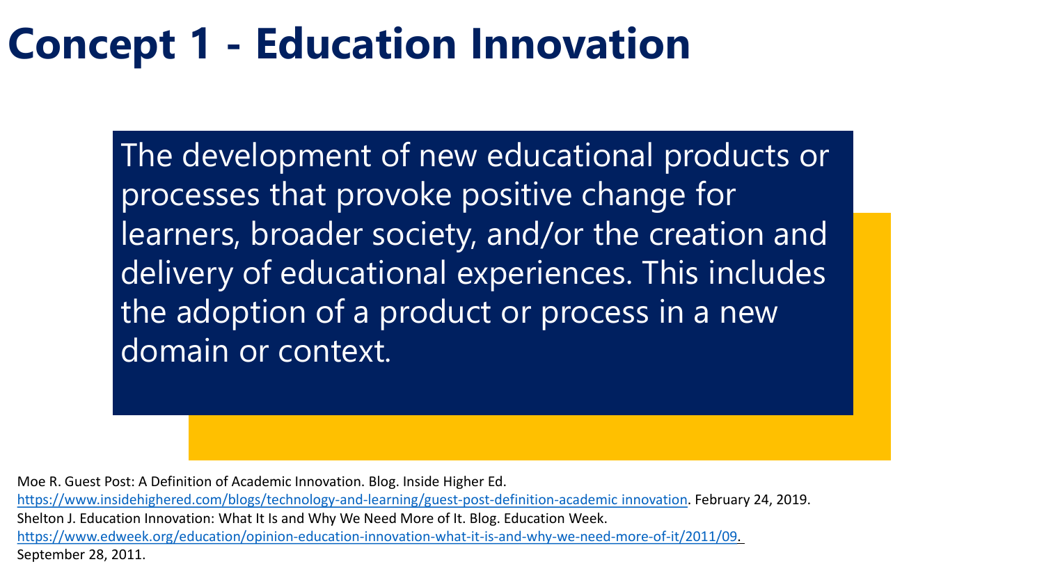# Concept 1 - Education Innovation

The development of new educational products or processes that provoke positive change for learners, broader society, and/or the creation and delivery of educational experiences. This includes the adoption of a product or process in a new domain or context.

Moe R. Guest Post: A Definition of Academic Innovation. Blog. Inside Higher Ed. https://www.insidehighered.com/blogs/technology-and-learning/guest-post-definition-academic innovation. February 24, 2019.
Shelton J. Education Innovation: What It Is and Why We Need More of It. Blog. Education Week. https://www.edweek.org/education/opinion-education-innovation-what-it-is-and-why-we-need-more-of-it/2011/09. September 28, 2011.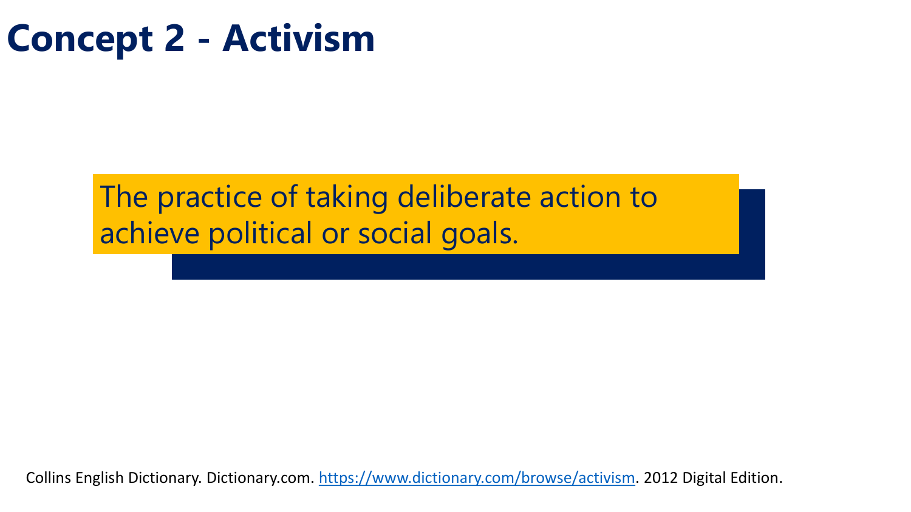# Concept 2 - Activism

The practice of taking deliberate action to achieve political or social goals.

Collins English Dictionary. Dictionary.com. [https://www.dictionary.com/browse/activism](https://www.dictionary.com/browse/activism). 2012 Digital Edition.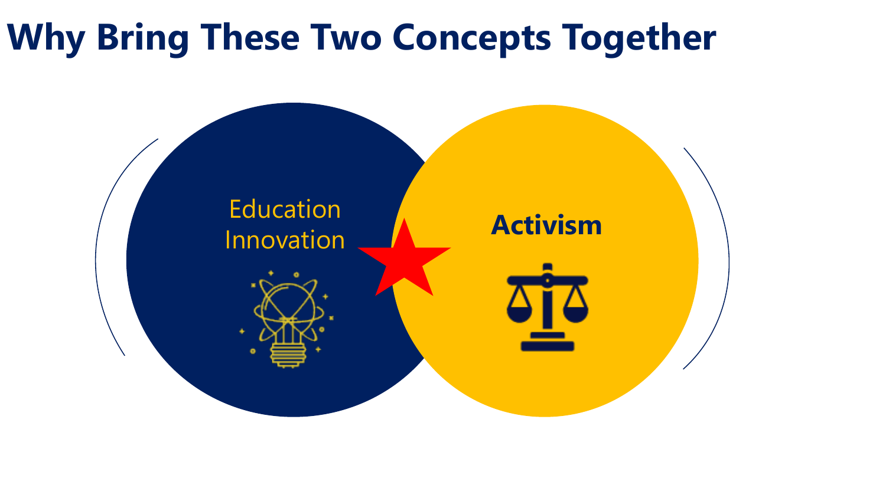# Why Bring These Two Concepts Together

Education Innovation

Activism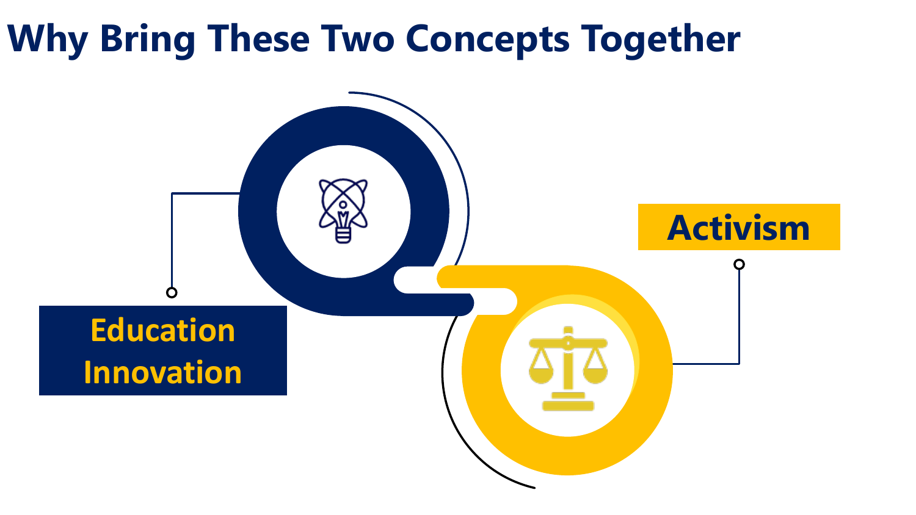# Why Bring These Two Concepts Together

Education Innovation

Activism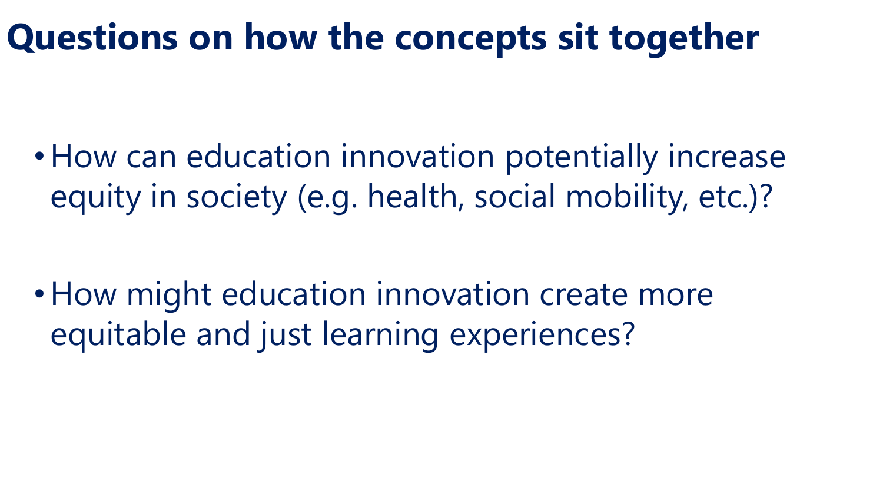# Questions on how the concepts sit together

- How can education innovation potentially increase equity in society (e.g. health, social mobility, etc.)?
- How might education innovation create more equitable and just learning experiences?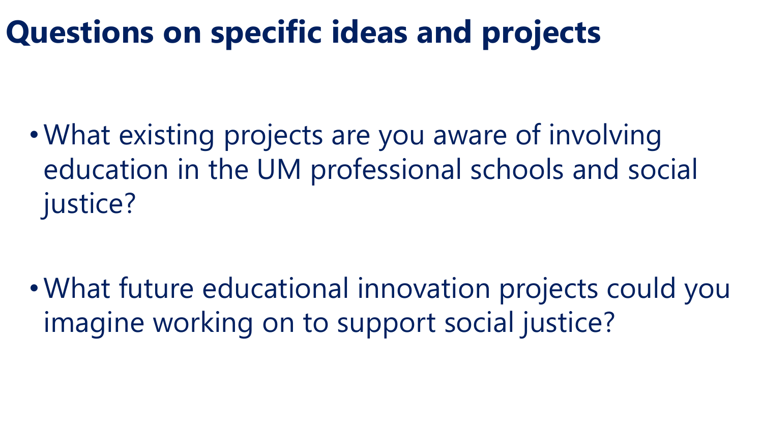# Questions on specific ideas and projects

- What existing projects are you aware of involving education in the UM professional schools and social justice?
- What future educational innovation projects could you imagine working on to support social justice?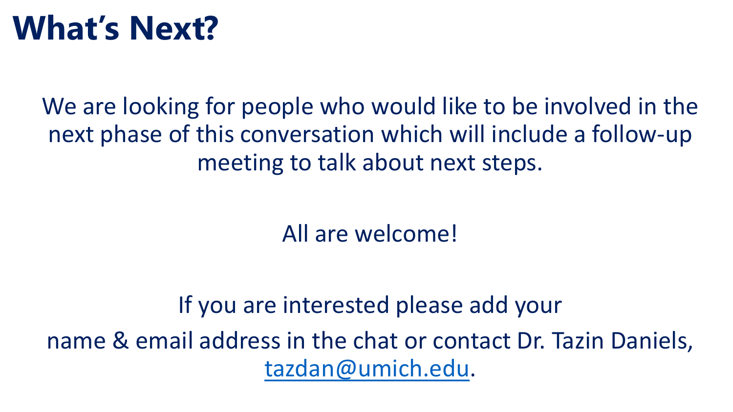# What's Next?

We are looking for people who would like to be involved in the next phase of this conversation which will include a follow-up meeting to talk about next steps.

All are welcome!

If you are interested please add your

name & email address in the chat or contact Dr. Tazin Daniels, tazdan@umich.edu.